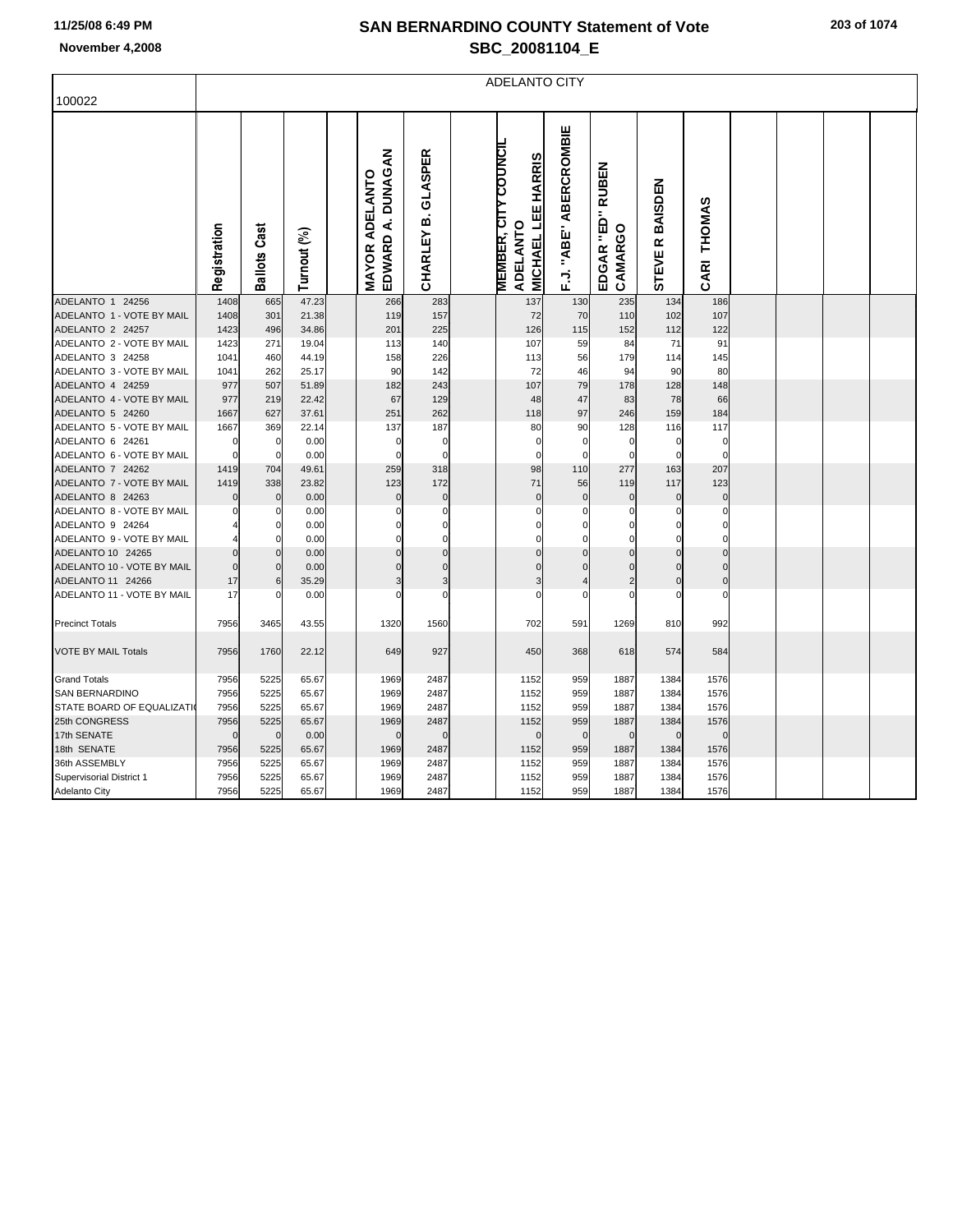# SAN BERNARDINO COUNTY Statement of Vote

## SBC_20081104_E

November 4,2008

| 100022 | ADELANTO CITY | | | | | | | | | | | | |
|---|---|---|---|---|---|---|---|---|---|---|---|---|---|
| | Registration | Ballots Cast | Turnout (%) | MAYOR ADELANTO EDWARD A. DUNAGAN | CHARLEY B. GLASPER | MEMBER, CITY COUNCIL ADELANTO MICHAEL LEE HARRIS | F.J. "ABE" ABERCROMBIE | EDGAR "ED" RUBEN CAMARGO | STEVE R BAISDEN | CARI THOMAS | | | |
| ADELANTO 1 24256 | 1408 | 665 | 47.23 | 266 | 283 | 137 | 130 | 235 | 134 | 186 | | | |
| ADELANTO 1 - VOTE BY MAIL | 1408 | 301 | 21.38 | 119 | 157 | 72 | 70 | 110 | 102 | 107 | | | |
| ADELANTO 2 24257 | 1423 | 496 | 34.86 | 201 | 225 | 126 | 115 | 152 | 112 | 122 | | | |
| ADELANTO 2 - VOTE BY MAIL | 1423 | 271 | 19.04 | 113 | 140 | 107 | 59 | 84 | 71 | 91 | | | |
| ADELANTO 3 24258 | 1041 | 460 | 44.19 | 158 | 226 | 113 | 56 | 179 | 114 | 145 | | | |
| ADELANTO 3 - VOTE BY MAIL | 1041 | 262 | 25.17 | 90 | 142 | 72 | 46 | 94 | 90 | 80 | | | |
| ADELANTO 4 24259 | 977 | 507 | 51.89 | 182 | 243 | 107 | 79 | 178 | 128 | 148 | | | |
| ADELANTO 4 - VOTE BY MAIL | 977 | 219 | 22.42 | 67 | 129 | 48 | 47 | 83 | 78 | 66 | | | |
| ADELANTO 5 24260 | 1667 | 627 | 37.61 | 251 | 262 | 118 | 97 | 246 | 159 | 184 | | | |
| ADELANTO 5 - VOTE BY MAIL | 1667 | 369 | 22.14 | 137 | 187 | 80 | 90 | 128 | 116 | 117 | | | |
| ADELANTO 6 24261 | 0 | 0 | 0.00 | 0 | 0 | 0 | 0 | 0 | 0 | 0 | | | |
| ADELANTO 6 - VOTE BY MAIL | 0 | 0 | 0.00 | 0 | 0 | 0 | 0 | 0 | 0 | 0 | | | |
| ADELANTO 7 24262 | 1419 | 704 | 49.61 | 259 | 318 | 98 | 110 | 277 | 163 | 207 | | | |
| ADELANTO 7 - VOTE BY MAIL | 1419 | 338 | 23.82 | 123 | 172 | 71 | 56 | 119 | 117 | 123 | | | |
| ADELANTO 8 24263 | 0 | 0 | 0.00 | 0 | 0 | 0 | 0 | 0 | 0 | 0 | | | |
| ADELANTO 8 - VOTE BY MAIL | 0 | 0 | 0.00 | 0 | 0 | 0 | 0 | 0 | 0 | 0 | | | |
| ADELANTO 9 24264 | 4 | 0 | 0.00 | 0 | 0 | 0 | 0 | 0 | 0 | 0 | | | |
| ADELANTO 9 - VOTE BY MAIL | 4 | 0 | 0.00 | 0 | 0 | 0 | 0 | 0 | 0 | 0 | | | |
| ADELANTO 10 24265 | 0 | 0 | 0.00 | 0 | 0 | 0 | 0 | 0 | 0 | 0 | | | |
| ADELANTO 10 - VOTE BY MAIL | 0 | 0 | 0.00 | 0 | 0 | 0 | 0 | 0 | 0 | 0 | | | |
| ADELANTO 11 24266 | 17 | 6 | 35.29 | 3 | 3 | 3 | 4 | 2 | 0 | 0 | | | |
| ADELANTO 11 - VOTE BY MAIL | 17 | 0 | 0.00 | 0 | 0 | 0 | 0 | 0 | 0 | 0 | | | |
| Precinct Totals | 7956 | 3465 | 43.55 | 1320 | 1560 | 702 | 591 | 1269 | 810 | 992 | | | |
| VOTE BY MAIL Totals | 7956 | 1760 | 22.12 | 649 | 927 | 450 | 368 | 618 | 574 | 584 | | | |
| Grand Totals | 7956 | 5225 | 65.67 | 1969 | 2487 | 1152 | 959 | 1887 | 1384 | 1576 | | | |
| SAN BERNARDINO | 7956 | 5225 | 65.67 | 1969 | 2487 | 1152 | 959 | 1887 | 1384 | 1576 | | | |
| STATE BOARD OF EQUALIZATI | 7956 | 5225 | 65.67 | 1969 | 2487 | 1152 | 959 | 1887 | 1384 | 1576 | | | |
| 25th CONGRESS | 7956 | 5225 | 65.67 | 1969 | 2487 | 1152 | 959 | 1887 | 1384 | 1576 | | | |
| 17th SENATE | 0 | 0 | 0.00 | 0 | 0 | 0 | 0 | 0 | 0 | 0 | | | |
| 18th SENATE | 7956 | 5225 | 65.67 | 1969 | 2487 | 1152 | 959 | 1887 | 1384 | 1576 | | | |
| 36th ASSEMBLY | 7956 | 5225 | 65.67 | 1969 | 2487 | 1152 | 959 | 1887 | 1384 | 1576 | | | |
| Supervisorial District 1 | 7956 | 5225 | 65.67 | 1969 | 2487 | 1152 | 959 | 1887 | 1384 | 1576 | | | |
| Adelanto City | 7956 | 5225 | 65.67 | 1969 | 2487 | 1152 | 959 | 1887 | 1384 | 1576 | | | |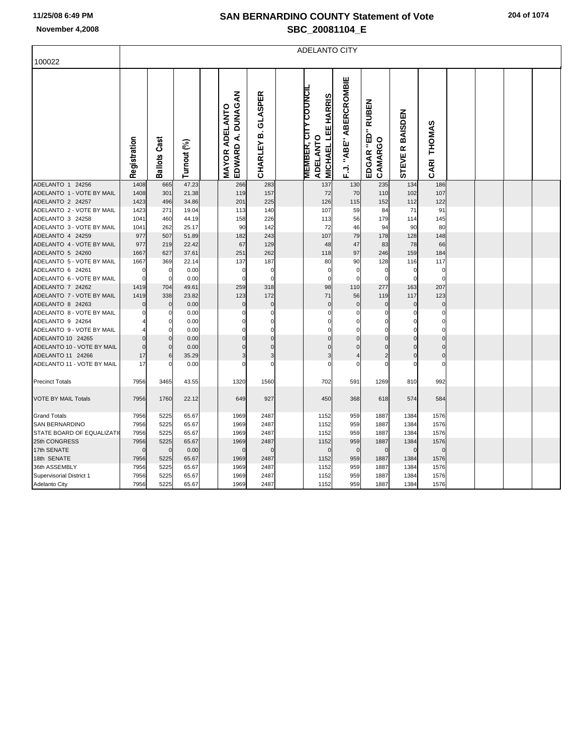# SAN BERNARDINO COUNTY Statement of Vote

## SBC_20081104_E

November 4,2008

### ADELANTO CITY

100022

| | Registration | Ballots Cast | Turnout (%) | | MAYOR ADELANTO EDWARD A. DUNAGAN | CHARLEY B. GLASPER | | MEMBER, CITY COUNCIL ADELANTO MICHAEL LEE HARRIS | F.J. "ABE" ABERCROMBIE | EDGAR "ED" RUBEN CAMARGO | STEVE R BAISDEN | CARI THOMAS | | | | |
|---|---|---|---|---|---|---|---|---|---|---|---|---|---|---|---|---|
| ADELANTO 1 24256 | 1408 | 665 | 47.23 | | 266 | 283 | | 137 | 130 | 235 | 134 | 186 | | | | |
| ADELANTO 1 - VOTE BY MAIL | 1408 | 301 | 21.38 | | 119 | 157 | | 72 | 70 | 110 | 102 | 107 | | | | |
| ADELANTO 2 24257 | 1423 | 496 | 34.86 | | 201 | 225 | | 126 | 115 | 152 | 112 | 122 | | | | |
| ADELANTO 2 - VOTE BY MAIL | 1423 | 271 | 19.04 | | 113 | 140 | | 107 | 59 | 84 | 71 | 91 | | | | |
| ADELANTO 3 24258 | 1041 | 460 | 44.19 | | 158 | 226 | | 113 | 56 | 179 | 114 | 145 | | | | |
| ADELANTO 3 - VOTE BY MAIL | 1041 | 262 | 25.17 | | 90 | 142 | | 72 | 46 | 94 | 90 | 80 | | | | |
| ADELANTO 4 24259 | 977 | 507 | 51.89 | | 182 | 243 | | 107 | 79 | 178 | 128 | 148 | | | | |
| ADELANTO 4 - VOTE BY MAIL | 977 | 219 | 22.42 | | 67 | 129 | | 48 | 47 | 83 | 78 | 66 | | | | |
| ADELANTO 5 24260 | 1667 | 627 | 37.61 | | 251 | 262 | | 118 | 97 | 246 | 159 | 184 | | | | |
| ADELANTO 5 - VOTE BY MAIL | 1667 | 369 | 22.14 | | 137 | 187 | | 80 | 90 | 128 | 116 | 117 | | | | |
| ADELANTO 6 24261 | 0 | 0 | 0.00 | | 0 | 0 | | 0 | 0 | 0 | 0 | 0 | | | | |
| ADELANTO 6 - VOTE BY MAIL | 0 | 0 | 0.00 | | 0 | 0 | | 0 | 0 | 0 | 0 | 0 | | | | |
| ADELANTO 7 24262 | 1419 | 704 | 49.61 | | 259 | 318 | | 98 | 110 | 277 | 163 | 207 | | | | |
| ADELANTO 7 - VOTE BY MAIL | 1419 | 338 | 23.82 | | 123 | 172 | | 71 | 56 | 119 | 117 | 123 | | | | |
| ADELANTO 8 24263 | 0 | 0 | 0.00 | | 0 | 0 | | 0 | 0 | 0 | 0 | 0 | | | | |
| ADELANTO 8 - VOTE BY MAIL | 0 | 0 | 0.00 | | 0 | 0 | | 0 | 0 | 0 | 0 | 0 | | | | |
| ADELANTO 9 24264 | 4 | 0 | 0.00 | | 0 | 0 | | 0 | 0 | 0 | 0 | 0 | | | | |
| ADELANTO 9 - VOTE BY MAIL | 4 | 0 | 0.00 | | 0 | 0 | | 0 | 0 | 0 | 0 | 0 | | | | |
| ADELANTO 10 24265 | 0 | 0 | 0.00 | | 0 | 0 | | 0 | 0 | 0 | 0 | 0 | | | | |
| ADELANTO 10 - VOTE BY MAIL | 0 | 0 | 0.00 | | 0 | 0 | | 0 | 0 | 0 | 0 | 0 | | | | |
| ADELANTO 11 24266 | 17 | 6 | 35.29 | | 3 | 3 | | 3 | 4 | 2 | 0 | 0 | | | | |
| ADELANTO 11 - VOTE BY MAIL | 17 | 0 | 0.00 | | 0 | 0 | | 0 | 0 | 0 | 0 | 0 | | | | |
| Precinct Totals | 7956 | 3465 | 43.55 | | 1320 | 1560 | | 702 | 591 | 1269 | 810 | 992 | | | | |
| VOTE BY MAIL Totals | 7956 | 1760 | 22.12 | | 649 | 927 | | 450 | 368 | 618 | 574 | 584 | | | | |
| Grand Totals | 7956 | 5225 | 65.67 | | 1969 | 2487 | | 1152 | 959 | 1887 | 1384 | 1576 | | | | |
| SAN BERNARDINO | 7956 | 5225 | 65.67 | | 1969 | 2487 | | 1152 | 959 | 1887 | 1384 | 1576 | | | | |
| STATE BOARD OF EQUALIZATI | 7956 | 5225 | 65.67 | | 1969 | 2487 | | 1152 | 959 | 1887 | 1384 | 1576 | | | | |
| 25th CONGRESS | 7956 | 5225 | 65.67 | | 1969 | 2487 | | 1152 | 959 | 1887 | 1384 | 1576 | | | | |
| 17th SENATE | 0 | 0 | 0.00 | | 0 | 0 | | 0 | 0 | 0 | 0 | 0 | | | | |
| 18th SENATE | 7956 | 5225 | 65.67 | | 1969 | 2487 | | 1152 | 959 | 1887 | 1384 | 1576 | | | | |
| 36th ASSEMBLY | 7956 | 5225 | 65.67 | | 1969 | 2487 | | 1152 | 959 | 1887 | 1384 | 1576 | | | | |
| Supervisorial District 1 | 7956 | 5225 | 65.67 | | 1969 | 2487 | | 1152 | 959 | 1887 | 1384 | 1576 | | | | |
| Adelanto City | 7956 | 5225 | 65.67 | | 1969 | 2487 | | 1152 | 959 | 1887 | 1384 | 1576 | | | | |